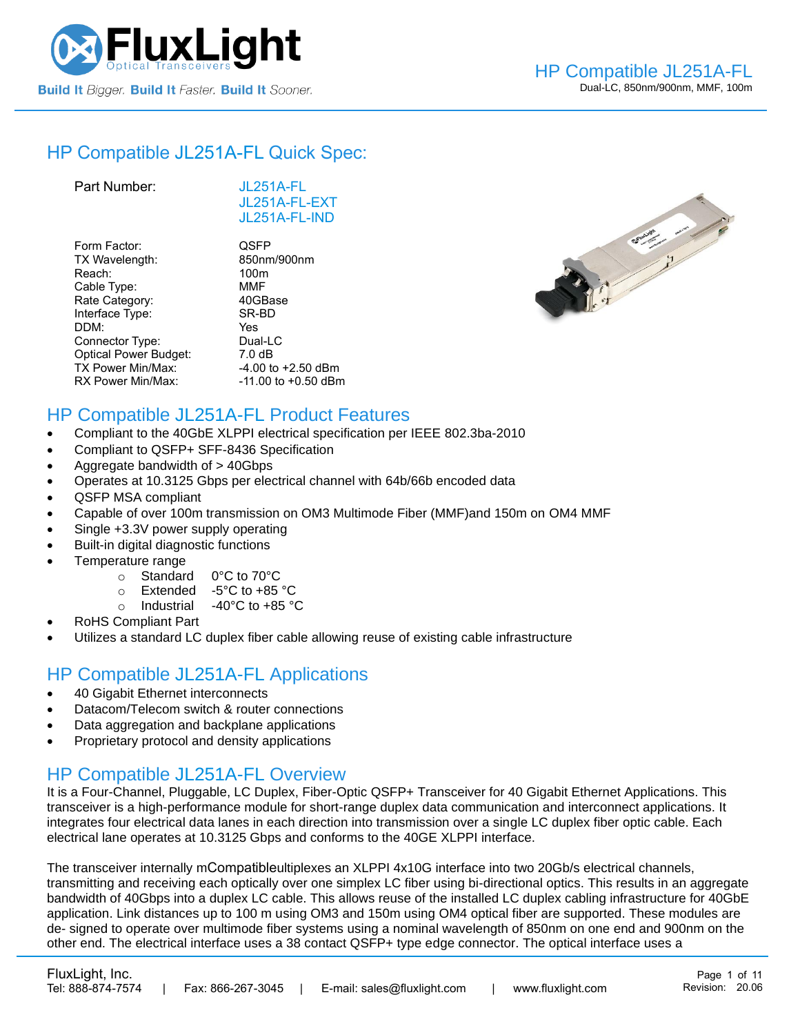# HP Compatible JL251A-FL

Dual-LC, 850nm/900nm, MMF, 100m

## HP Compatible JL251A-FL Quick Spec:

| | |
|---|---|
| Part Number: | JL251A-FL<br>JL251A-FL-EXT<br>JL251A-FL-IND |
| Form Factor: | QSFP |
| TX Wavelength: | 850nm/900nm |
| Reach: | 100m |
| Cable Type: | MMF |
| Rate Category: | 40GBase |
| Interface Type: | SR-BD |
| DDM: | Yes |
| Connector Type: | Dual-LC |
| Optical Power Budget: | 7.0 dB |
| TX Power Min/Max: | -4.00 to +2.50 dBm |
| RX Power Min/Max: | -11.00 to +0.50 dBm |

## HP Compatible JL251A-FL Product Features

- Compliant to the 40GbE XLPPI electrical specification per IEEE 802.3ba-2010
- Compliant to QSFP+ SFF-8436 Specification
- Aggregate bandwidth of > 40Gbps
- Operates at 10.3125 Gbps per electrical channel with 64b/66b encoded data
- QSFP MSA compliant
- Capable of over 100m transmission on OM3 Multimode Fiber (MMF)and 150m on OM4 MMF
- Single +3.3V power supply operating
- Built-in digital diagnostic functions
- Temperature range
  - Standard 0°C to 70°C
  - Extended -5°C to +85 °C
  - Industrial -40°C to +85 °C
- RoHS Compliant Part
- Utilizes a standard LC duplex fiber cable allowing reuse of existing cable infrastructure

## HP Compatible JL251A-FL Applications

- 40 Gigabit Ethernet interconnects
- Datacom/Telecom switch & router connections
- Data aggregation and backplane applications
- Proprietary protocol and density applications

## HP Compatible JL251A-FL Overview

It is a Four-Channel, Pluggable, LC Duplex, Fiber-Optic QSFP+ Transceiver for 40 Gigabit Ethernet Applications. This transceiver is a high-performance module for short-range duplex data communication and interconnect applications. It integrates four electrical data lanes in each direction into transmission over a single LC duplex fiber optic cable. Each electrical lane operates at 10.3125 Gbps and conforms to the 40GE XLPPI interface.

The transceiver internally mCompatibleultiplexes an XLPPI 4x10G interface into two 20Gb/s electrical channels, transmitting and receiving each optically over one simplex LC fiber using bi-directional optics. This results in an aggregate bandwidth of 40Gbps into a duplex LC cable. This allows reuse of the installed LC duplex cabling infrastructure for 40GbE application. Link distances up to 100 m using OM3 and 150m using OM4 optical fiber are supported. These modules are de- signed to operate over multimode fiber systems using a nominal wavelength of 850nm on one end and 900nm on the other end. The electrical interface uses a 38 contact QSFP+ type edge connector. The optical interface uses a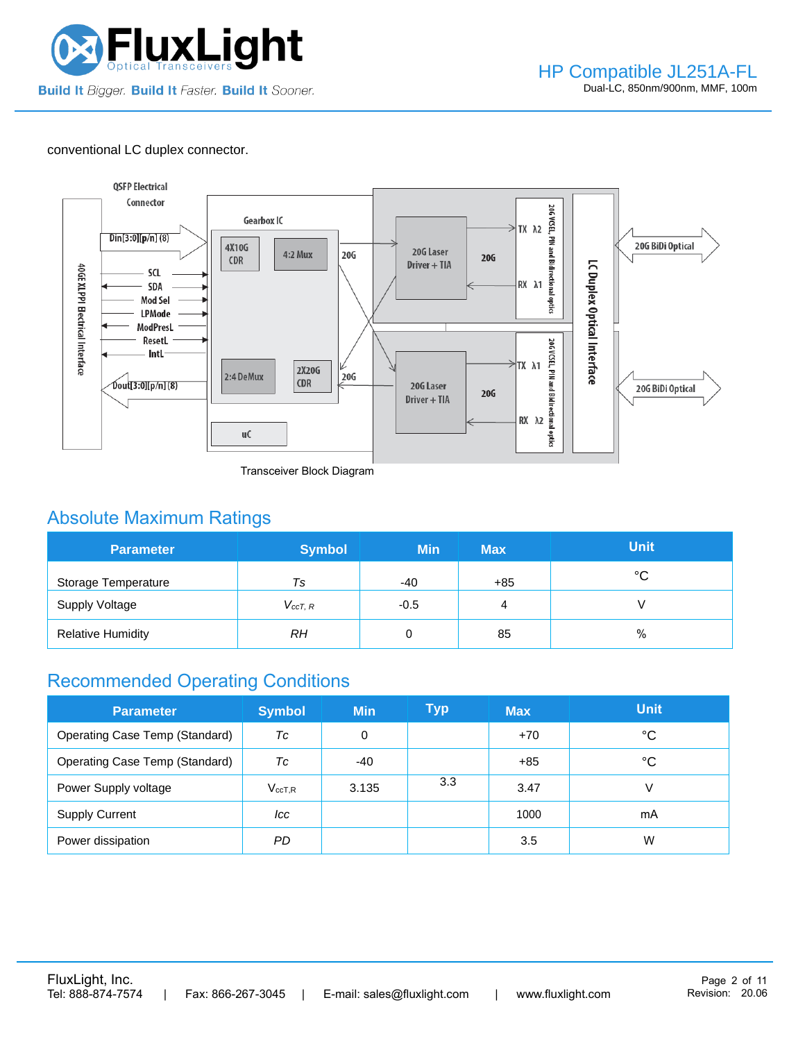conventional LC duplex connector.

Transceiver Block Diagram

## Absolute Maximum Ratings

| Parameter | Symbol | Min | Max | Unit |
|---|---|---|---|---|
| Storage Temperature | *Ts* | -40 | +85 | °C |
| Supply Voltage | $V_{ccT, R}$ | -0.5 | 4 | V |
| Relative Humidity | *RH* | 0 | 85 | % |

## Recommended Operating Conditions

| Parameter | Symbol | Min | Typ | Max | Unit |
|---|---|---|---|---|---|
| Operating Case Temp (Standard) | *Tc* | 0 | | +70 | °C |
| Operating Case Temp (Standard) | *Tc* | -40 | | +85 | °C |
| Power Supply voltage | $V_{ccT,R}$ | 3.135 | 3.3 | 3.47 | V |
| Supply Current | *Icc* | | | 1000 | mA |
| Power dissipation | *PD* | | | 3.5 | W |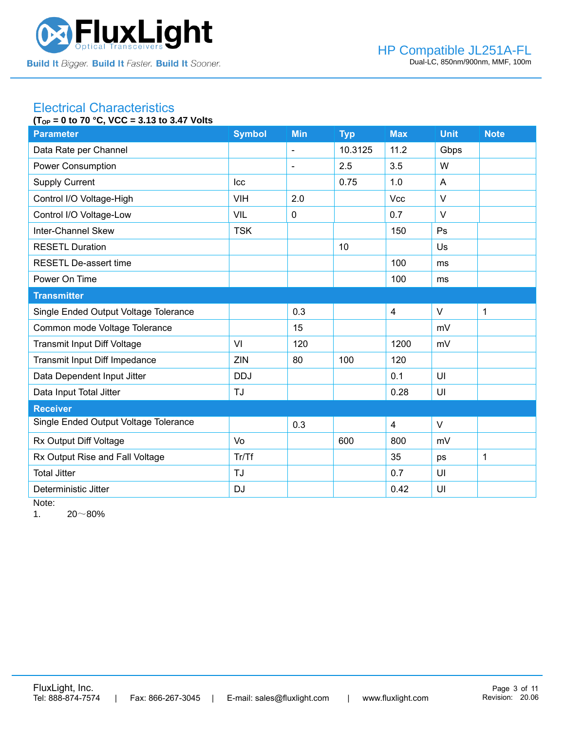## Electrical Characteristics

**($T_{OP}$ = 0 to 70 °C, VCC = 3.13 to 3.47 Volts**

| Parameter | Symbol | Min | Typ | Max | Unit | Note |
|---|---|---|---|---|---|---|
| Data Rate per Channel | | - | 10.3125 | 11.2 | Gbps | |
| Power Consumption | | - | 2.5 | 3.5 | W | |
| Supply Current | Icc | | 0.75 | 1.0 | A | |
| Control I/O Voltage-High | VIH | 2.0 | | Vcc | V | |
| Control I/O Voltage-Low | VIL | 0 | | 0.7 | V | |
| Inter-Channel Skew | TSK | | | 150 | Ps | |
| RESETL Duration | | | 10 | | Us | |
| RESETL De-assert time | | | | 100 | ms | |
| Power On Time | | | | 100 | ms | |
| **Transmitter** | | | | | | |
| Single Ended Output Voltage Tolerance | | 0.3 | | 4 | V | 1 |
| Common mode Voltage Tolerance | | 15 | | | mV | |
| Transmit Input Diff Voltage | VI | 120 | | 1200 | mV | |
| Transmit Input Diff Impedance | ZIN | 80 | 100 | 120 | | |
| Data Dependent Input Jitter | DDJ | | | 0.1 | UI | |
| Data Input Total Jitter | TJ | | | 0.28 | UI | |
| **Receiver** | | | | | | |
| Single Ended Output Voltage Tolerance | | 0.3 | | 4 | V | |
| Rx Output Diff Voltage | Vo | | 600 | 800 | mV | |
| Rx Output Rise and Fall Voltage | Tr/Tf | | | 35 | ps | 1 |
| Total Jitter | TJ | | | 0.7 | UI | |
| Deterministic Jitter | DJ | | | 0.42 | UI | |

Note:

1. 20～80%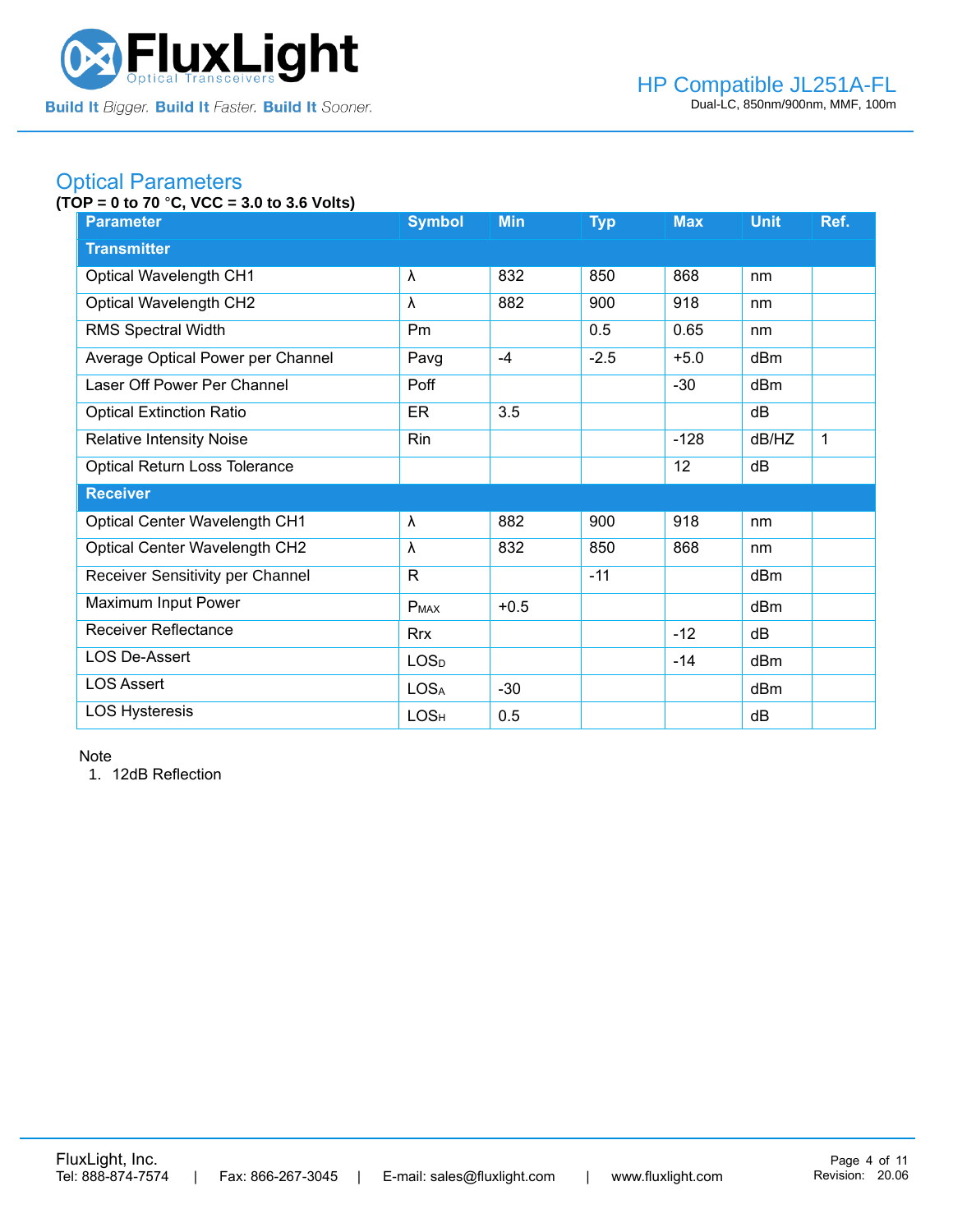## Optical Parameters

**(TOP = 0 to 70 °C, VCC = 3.0 to 3.6 Volts)**

| Parameter | Symbol | Min | Typ | Max | Unit | Ref. |
|---|---|---|---|---|---|---|
| **Transmitter** | | | | | | |
| Optical Wavelength CH1 | λ | 832 | 850 | 868 | nm | |
| Optical Wavelength CH2 | λ | 882 | 900 | 918 | nm | |
| RMS Spectral Width | Pm | | 0.5 | 0.65 | nm | |
| Average Optical Power per Channel | Pavg | -4 | -2.5 | +5.0 | dBm | |
| Laser Off Power Per Channel | Poff | | | -30 | dBm | |
| Optical Extinction Ratio | ER | 3.5 | | | dB | |
| Relative Intensity Noise | Rin | | | -128 | dB/HZ | 1 |
| Optical Return Loss Tolerance | | | | 12 | dB | |
| **Receiver** | | | | | | |
| Optical Center Wavelength CH1 | λ | 882 | 900 | 918 | nm | |
| Optical Center Wavelength CH2 | λ | 832 | 850 | 868 | nm | |
| Receiver Sensitivity per Channel | R | | -11 | | dBm | |
| Maximum Input Power | $P_{MAX}$ | +0.5 | | | dBm | |
| Receiver Reflectance | Rrx | | | -12 | dB | |
| LOS De-Assert | $LOS_D$ | | | -14 | dBm | |
| LOS Assert | $LOS_A$ | -30 | | | dBm | |
| LOS Hysteresis | $LOS_H$ | 0.5 | | | dB | |

Note

1. 12dB Reflection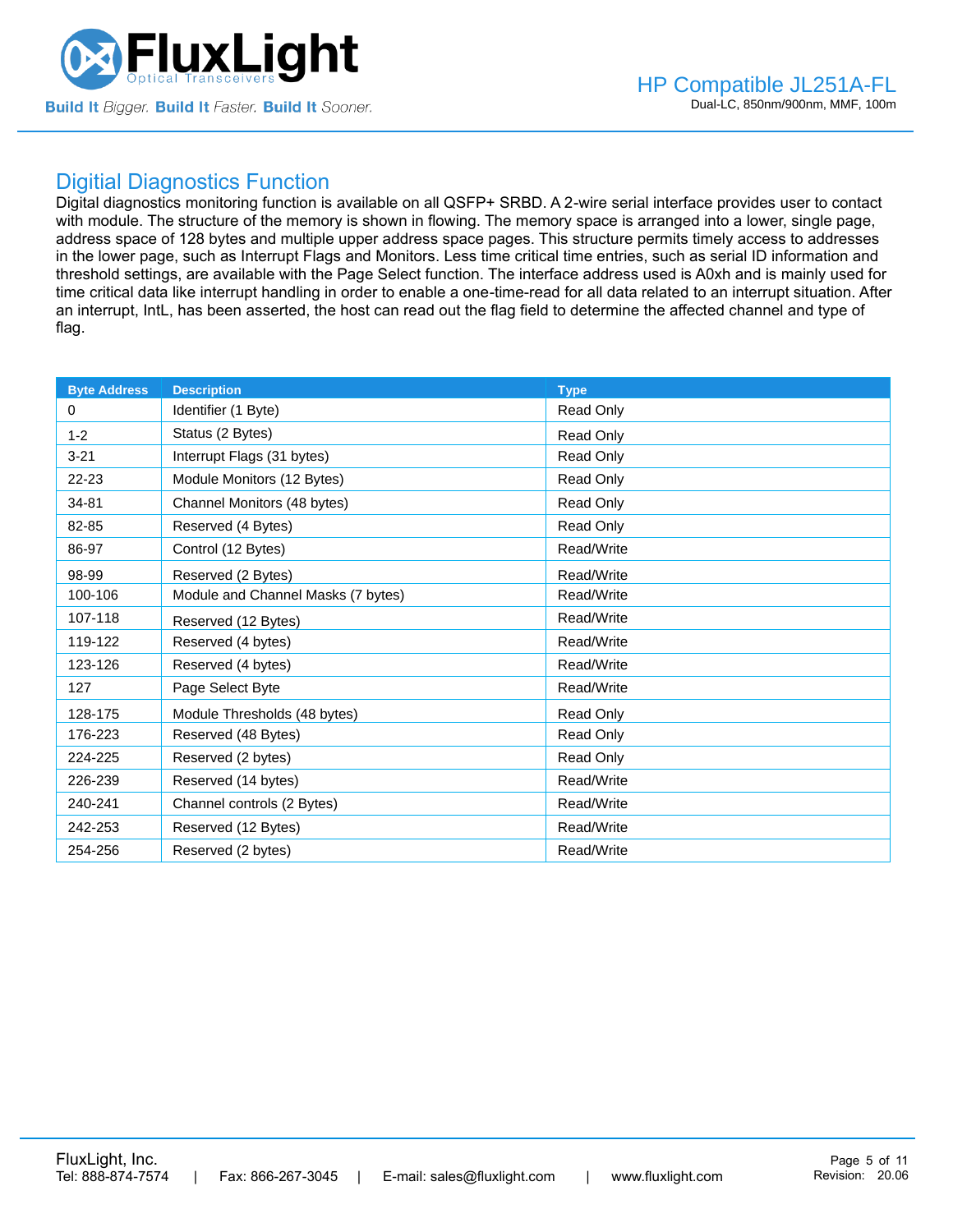## Digitial Diagnostics Function

Digital diagnostics monitoring function is available on all QSFP+ SRBD. A 2-wire serial interface provides user to contact with module. The structure of the memory is shown in flowing. The memory space is arranged into a lower, single page, address space of 128 bytes and multiple upper address space pages. This structure permits timely access to addresses in the lower page, such as Interrupt Flags and Monitors. Less time critical time entries, such as serial ID information and threshold settings, are available with the Page Select function. The interface address used is A0xh and is mainly used for time critical data like interrupt handling in order to enable a one-time-read for all data related to an interrupt situation. After an interrupt, IntL, has been asserted, the host can read out the flag field to determine the affected channel and type of flag.

| Byte Address | Description | Type |
|---|---|---|
| 0 | Identifier (1 Byte) | Read Only |
| 1-2 | Status (2 Bytes) | Read Only |
| 3-21 | Interrupt Flags (31 bytes) | Read Only |
| 22-23 | Module Monitors (12 Bytes) | Read Only |
| 34-81 | Channel Monitors (48 bytes) | Read Only |
| 82-85 | Reserved (4 Bytes) | Read Only |
| 86-97 | Control (12 Bytes) | Read/Write |
| 98-99 | Reserved (2 Bytes) | Read/Write |
| 100-106 | Module and Channel Masks (7 bytes) | Read/Write |
| 107-118 | Reserved (12 Bytes) | Read/Write |
| 119-122 | Reserved (4 bytes) | Read/Write |
| 123-126 | Reserved (4 bytes) | Read/Write |
| 127 | Page Select Byte | Read/Write |
| 128-175 | Module Thresholds (48 bytes) | Read Only |
| 176-223 | Reserved (48 Bytes) | Read Only |
| 224-225 | Reserved (2 bytes) | Read Only |
| 226-239 | Reserved (14 bytes) | Read/Write |
| 240-241 | Channel controls (2 Bytes) | Read/Write |
| 242-253 | Reserved (12 Bytes) | Read/Write |
| 254-256 | Reserved (2 bytes) | Read/Write |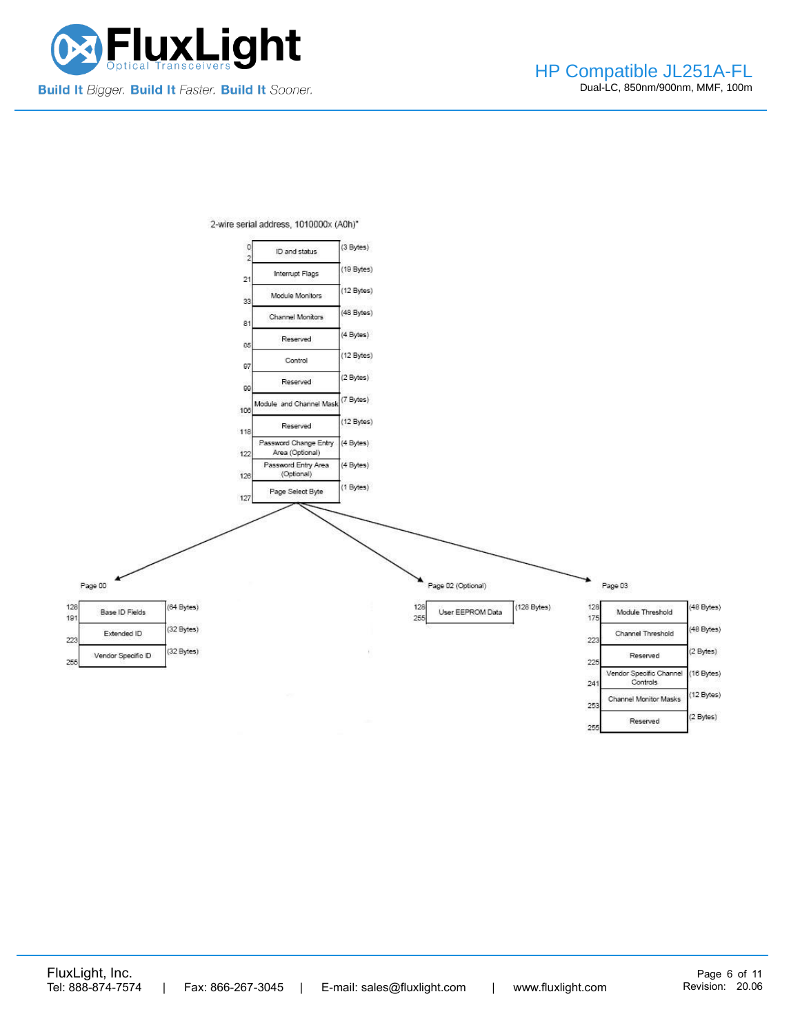2-wire serial address, 1010000x (A0h)"

| Address | Field | Size |
|---|---|---|
| 0–2 | ID and status | (3 Bytes) |
| 21 | Interrupt Flags | (19 Bytes) |
| 33 | Module Monitors | (12 Bytes) |
| 81 | Channel Monitors | (48 Bytes) |
| 85 | Reserved | (4 Bytes) |
| 97 | Control | (12 Bytes) |
| 99 | Reserved | (2 Bytes) |
| 106 | Module and Channel Mask | (7 Bytes) |
| 118 | Reserved | (12 Bytes) |
| 122 | Password Change Entry Area (Optional) | (4 Bytes) |
| 126 | Password Entry Area (Optional) | (4 Bytes) |
| 127 | Page Select Byte | (1 Bytes) |

Page 00

| Address | Field | Size |
|---|---|---|
| 128–191 | Base ID Fields | (64 Bytes) |
| 223 | Extended ID | (32 Bytes) |
| 255 | Vendor Specific ID | (32 Bytes) |

Page 02 (Optional)

| Address | Field | Size |
|---|---|---|
| 128–255 | User EEPROM Data | (128 Bytes) |

Page 03

| Address | Field | Size |
|---|---|---|
| 128–175 | Module Threshold | (48 Bytes) |
| 223 | Channel Threshold | (48 Bytes) |
| 225 | Reserved | (2 Bytes) |
| 241 | Vendor Specific Channel Controls | (16 Bytes) |
| 253 | Channel Monitor Masks | (12 Bytes) |
| 255 | Reserved | (2 Bytes) |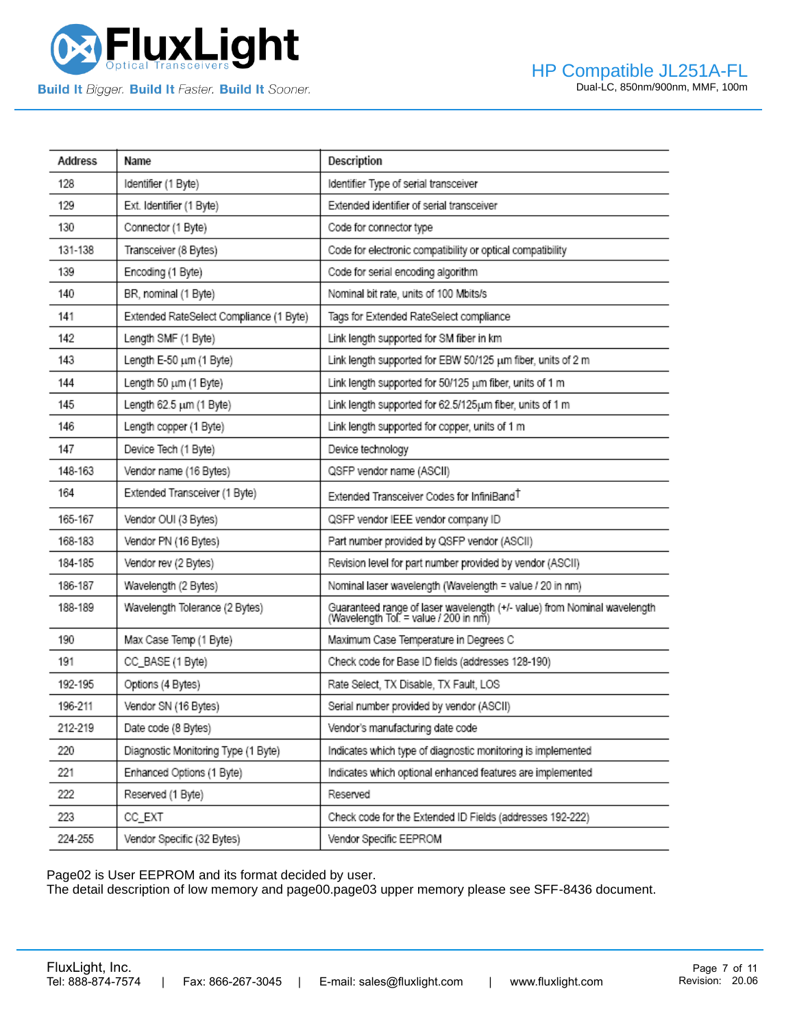| Address | Name | Description |
|---|---|---|
| 128 | Identifier (1 Byte) | Identifier Type of serial transceiver |
| 129 | Ext. Identifier (1 Byte) | Extended identifier of serial transceiver |
| 130 | Connector (1 Byte) | Code for connector type |
| 131-138 | Transceiver (8 Bytes) | Code for electronic compatibility or optical compatibility |
| 139 | Encoding (1 Byte) | Code for serial encoding algorithm |
| 140 | BR, nominal (1 Byte) | Nominal bit rate, units of 100 Mbits/s |
| 141 | Extended RateSelect Compliance (1 Byte) | Tags for Extended RateSelect compliance |
| 142 | Length SMF (1 Byte) | Link length supported for SM fiber in km |
| 143 | Length E-50 μm (1 Byte) | Link length supported for EBW 50/125 μm fiber, units of 2 m |
| 144 | Length 50 μm (1 Byte) | Link length supported for 50/125 μm fiber, units of 1 m |
| 145 | Length 62.5 μm (1 Byte) | Link length supported for 62.5/125μm fiber, units of 1 m |
| 146 | Length copper (1 Byte) | Link length supported for copper, units of 1 m |
| 147 | Device Tech (1 Byte) | Device technology |
| 148-163 | Vendor name (16 Bytes) | QSFP vendor name (ASCII) |
| 164 | Extended Transceiver (1 Byte) | Extended Transceiver Codes for InfiniBand† |
| 165-167 | Vendor OUI (3 Bytes) | QSFP vendor IEEE vendor company ID |
| 168-183 | Vendor PN (16 Bytes) | Part number provided by QSFP vendor (ASCII) |
| 184-185 | Vendor rev (2 Bytes) | Revision level for part number provided by vendor (ASCII) |
| 186-187 | Wavelength (2 Bytes) | Nominal laser wavelength (Wavelength = value / 20 in nm) |
| 188-189 | Wavelength Tolerance (2 Bytes) | Guaranteed range of laser wavelength (+/- value) from Nominal wavelength (Wavelength Tol. = value / 200 in nm) |
| 190 | Max Case Temp (1 Byte) | Maximum Case Temperature in Degrees C |
| 191 | CC_BASE (1 Byte) | Check code for Base ID fields (addresses 128-190) |
| 192-195 | Options (4 Bytes) | Rate Select, TX Disable, TX Fault, LOS |
| 196-211 | Vendor SN (16 Bytes) | Serial number provided by vendor (ASCII) |
| 212-219 | Date code (8 Bytes) | Vendor's manufacturing date code |
| 220 | Diagnostic Monitoring Type (1 Byte) | Indicates which type of diagnostic monitoring is implemented |
| 221 | Enhanced Options (1 Byte) | Indicates which optional enhanced features are implemented |
| 222 | Reserved (1 Byte) | Reserved |
| 223 | CC_EXT | Check code for the Extended ID Fields (addresses 192-222) |
| 224-255 | Vendor Specific (32 Bytes) | Vendor Specific EEPROM |

Page02 is User EEPROM and its format decided by user.
The detail description of low memory and page00.page03 upper memory please see SFF-8436 document.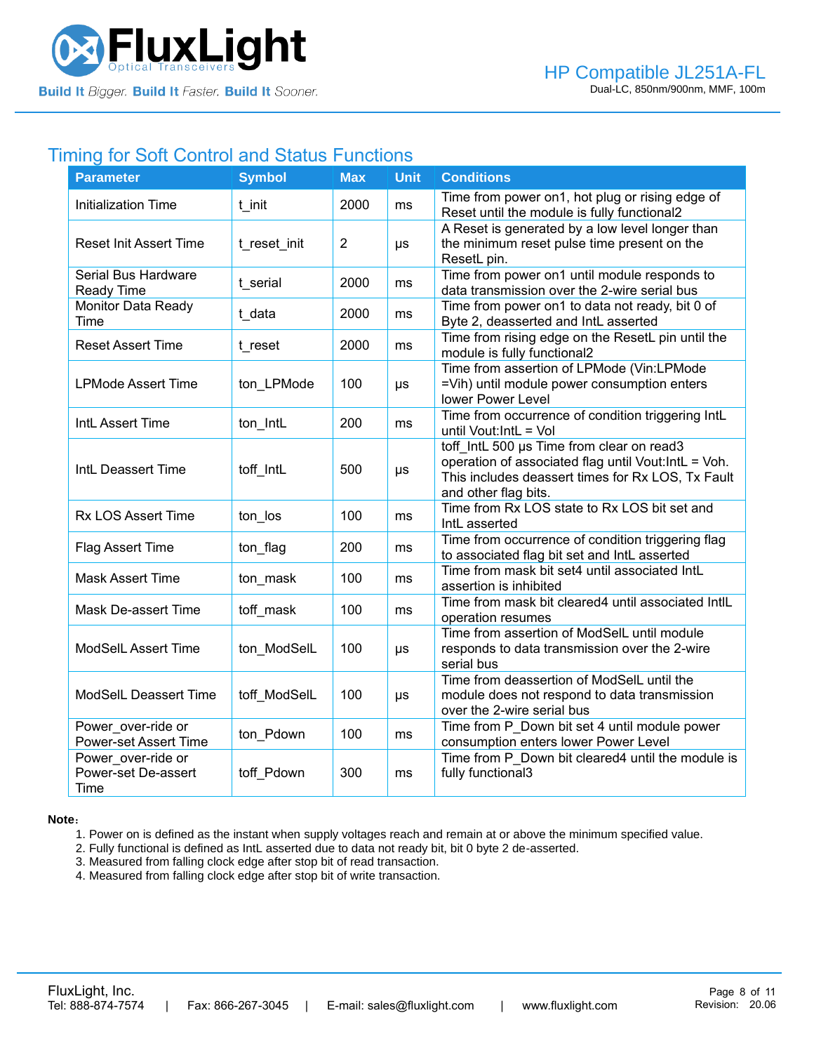## Timing for Soft Control and Status Functions

| Parameter | Symbol | Max | Unit | Conditions |
|---|---|---|---|---|
| Initialization Time | t_init | 2000 | ms | Time from power on1, hot plug or rising edge of Reset until the module is fully functional2 |
| Reset Init Assert Time | t_reset_init | 2 | μs | A Reset is generated by a low level longer than the minimum reset pulse time present on the ResetL pin. |
| Serial Bus Hardware Ready Time | t_serial | 2000 | ms | Time from power on1 until module responds to data transmission over the 2-wire serial bus |
| Monitor Data Ready Time | t_data | 2000 | ms | Time from power on1 to data not ready, bit 0 of Byte 2, deasserted and IntL asserted |
| Reset Assert Time | t_reset | 2000 | ms | Time from rising edge on the ResetL pin until the module is fully functional2 |
| LPMode Assert Time | ton_LPMode | 100 | μs | Time from assertion of LPMode (Vin:LPMode =Vih) until module power consumption enters lower Power Level |
| IntL Assert Time | ton_IntL | 200 | ms | Time from occurrence of condition triggering IntL until Vout:IntL = Vol |
| IntL Deassert Time | toff_IntL | 500 | μs | toff_IntL 500 μs Time from clear on read3 operation of associated flag until Vout:IntL = Voh. This includes deassert times for Rx LOS, Tx Fault and other flag bits. |
| Rx LOS Assert Time | ton_los | 100 | ms | Time from Rx LOS state to Rx LOS bit set and IntL asserted |
| Flag Assert Time | ton_flag | 200 | ms | Time from occurrence of condition triggering flag to associated flag bit set and IntL asserted |
| Mask Assert Time | ton_mask | 100 | ms | Time from mask bit set4 until associated IntL assertion is inhibited |
| Mask De-assert Time | toff_mask | 100 | ms | Time from mask bit cleared4 until associated IntlL operation resumes |
| ModSelL Assert Time | ton_ModSelL | 100 | μs | Time from assertion of ModSelL until module responds to data transmission over the 2-wire serial bus |
| ModSelL Deassert Time | toff_ModSelL | 100 | μs | Time from deassertion of ModSelL until the module does not respond to data transmission over the 2-wire serial bus |
| Power_over-ride or Power-set Assert Time | ton_Pdown | 100 | ms | Time from P_Down bit set 4 until module power consumption enters lower Power Level |
| Power_over-ride or Power-set De-assert Time | toff_Pdown | 300 | ms | Time from P_Down bit cleared4 until the module is fully functional3 |

**Note**:

1. Power on is defined as the instant when supply voltages reach and remain at or above the minimum specified value.
2. Fully functional is defined as IntL asserted due to data not ready bit, bit 0 byte 2 de-asserted.
3. Measured from falling clock edge after stop bit of read transaction.
4. Measured from falling clock edge after stop bit of write transaction.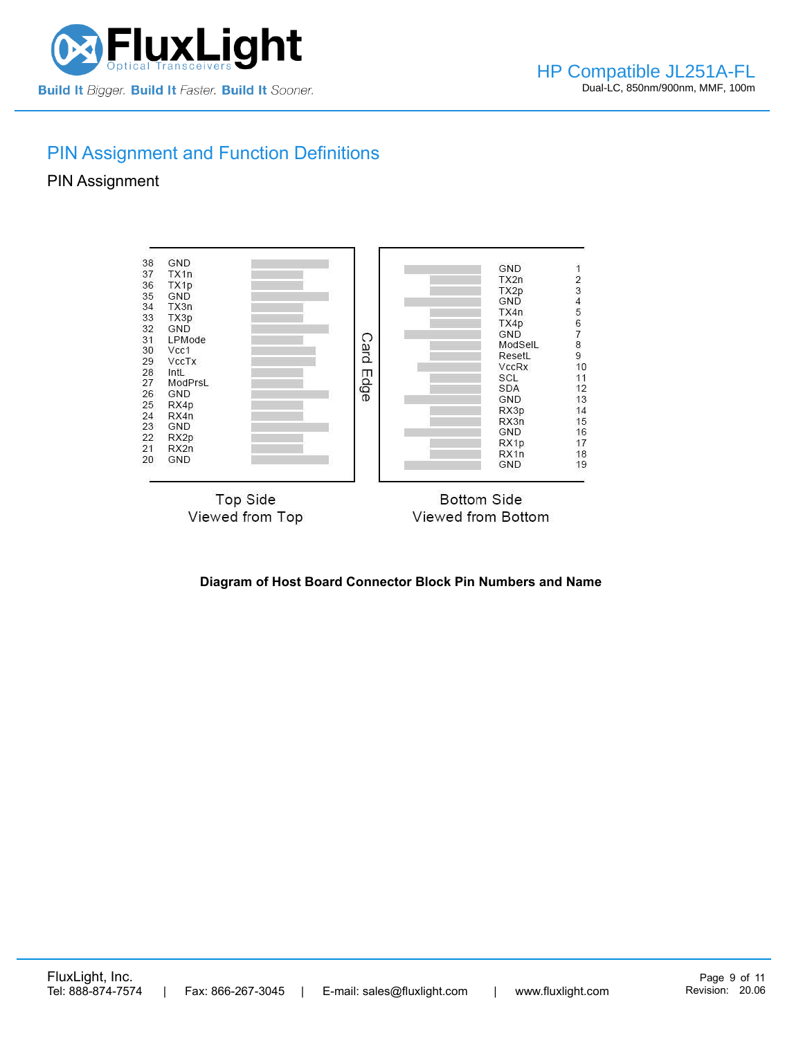## PIN Assignment and Function Definitions

### PIN Assignment

| Top Side (Viewed from Top) Pin | Name | | Bottom Side (Viewed from Bottom) Name | Pin |
|---|---|---|---|---|
| 38 | GND | | GND | 1 |
| 37 | TX1n | | TX2n | 2 |
| 36 | TX1p | | TX2p | 3 |
| 35 | GND | | GND | 4 |
| 34 | TX3n | | TX4n | 5 |
| 33 | TX3p | | TX4p | 6 |
| 32 | GND | | GND | 7 |
| 31 | LPMode | | ModSelL | 8 |
| 30 | Vcc1 | | ResetL | 9 |
| 29 | VccTx | | VccRx | 10 |
| 28 | IntL | | SCL | 11 |
| 27 | ModPrsL | | SDA | 12 |
| 26 | GND | | GND | 13 |
| 25 | RX4p | | RX3p | 14 |
| 24 | RX4n | | RX3n | 15 |
| 23 | GND | | GND | 16 |
| 22 | RX2p | | RX1p | 17 |
| 21 | RX2n | | RX1n | 18 |
| 20 | GND | | GND | 19 |

Card Edge

Top Side
Viewed from Top

Bottom Side
Viewed from Bottom

**Diagram of Host Board Connector Block Pin Numbers and Name**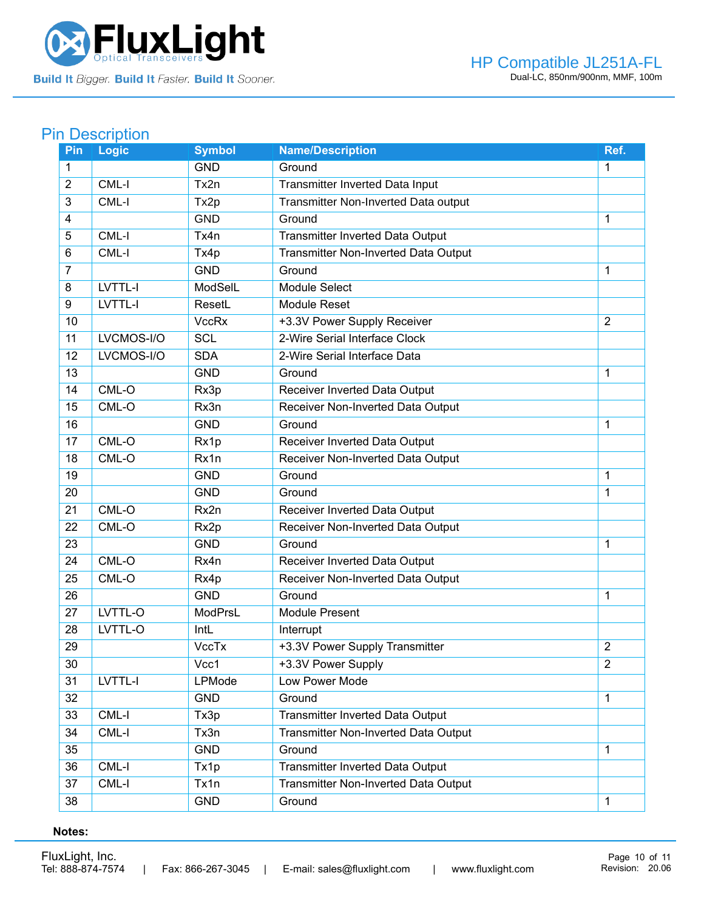## Pin Description

| Pin | Logic | Symbol | Name/Description | Ref. |
|---|---|---|---|---|
| 1 | | GND | Ground | 1 |
| 2 | CML-I | Tx2n | Transmitter Inverted Data Input | |
| 3 | CML-I | Tx2p | Transmitter Non-Inverted Data output | |
| 4 | | GND | Ground | 1 |
| 5 | CML-I | Tx4n | Transmitter Inverted Data Output | |
| 6 | CML-I | Tx4p | Transmitter Non-Inverted Data Output | |
| 7 | | GND | Ground | 1 |
| 8 | LVTTL-I | ModSelL | Module Select | |
| 9 | LVTTL-I | ResetL | Module Reset | |
| 10 | | VccRx | +3.3V Power Supply Receiver | 2 |
| 11 | LVCMOS-I/O | SCL | 2-Wire Serial Interface Clock | |
| 12 | LVCMOS-I/O | SDA | 2-Wire Serial Interface Data | |
| 13 | | GND | Ground | 1 |
| 14 | CML-O | Rx3p | Receiver Inverted Data Output | |
| 15 | CML-O | Rx3n | Receiver Non-Inverted Data Output | |
| 16 | | GND | Ground | 1 |
| 17 | CML-O | Rx1p | Receiver Inverted Data Output | |
| 18 | CML-O | Rx1n | Receiver Non-Inverted Data Output | |
| 19 | | GND | Ground | 1 |
| 20 | | GND | Ground | 1 |
| 21 | CML-O | Rx2n | Receiver Inverted Data Output | |
| 22 | CML-O | Rx2p | Receiver Non-Inverted Data Output | |
| 23 | | GND | Ground | 1 |
| 24 | CML-O | Rx4n | Receiver Inverted Data Output | |
| 25 | CML-O | Rx4p | Receiver Non-Inverted Data Output | |
| 26 | | GND | Ground | 1 |
| 27 | LVTTL-O | ModPrsL | Module Present | |
| 28 | LVTTL-O | IntL | Interrupt | |
| 29 | | VccTx | +3.3V Power Supply Transmitter | 2 |
| 30 | | Vcc1 | +3.3V Power Supply | 2 |
| 31 | LVTTL-I | LPMode | Low Power Mode | |
| 32 | | GND | Ground | 1 |
| 33 | CML-I | Tx3p | Transmitter Inverted Data Output | |
| 34 | CML-I | Tx3n | Transmitter Non-Inverted Data Output | |
| 35 | | GND | Ground | 1 |
| 36 | CML-I | Tx1p | Transmitter Inverted Data Output | |
| 37 | CML-I | Tx1n | Transmitter Non-Inverted Data Output | |
| 38 | | GND | Ground | 1 |

**Notes:**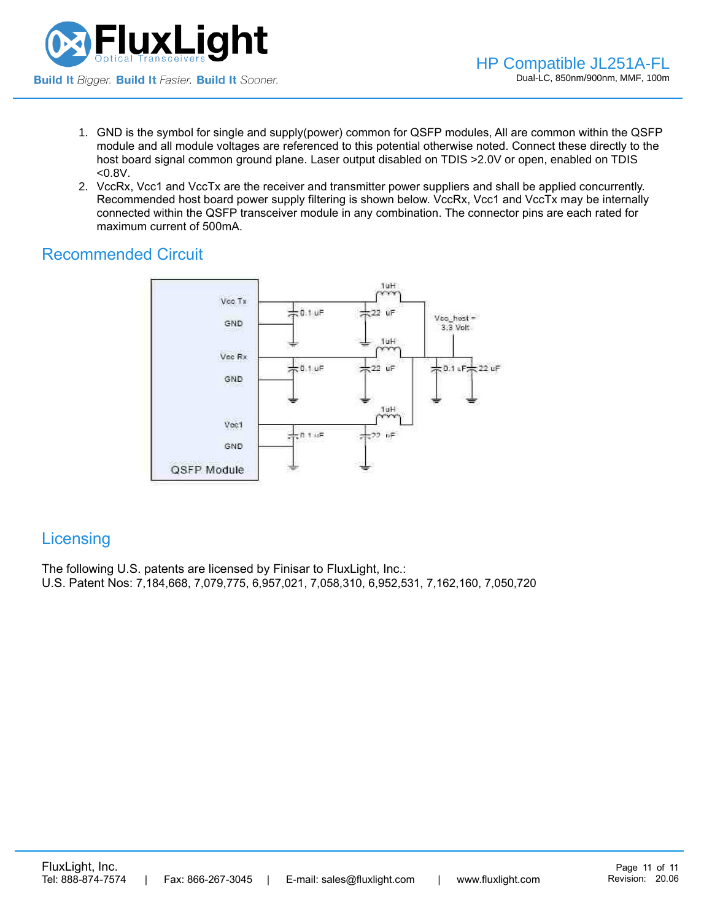1. GND is the symbol for single and supply(power) common for QSFP modules, All are common within the QSFP module and all module voltages are referenced to this potential otherwise noted. Connect these directly to the host board signal common ground plane. Laser output disabled on TDIS >2.0V or open, enabled on TDIS <0.8V.
2. VccRx, Vcc1 and VccTx are the receiver and transmitter power suppliers and shall be applied concurrently. Recommended host board power supply filtering is shown below. VccRx, Vcc1 and VccTx may be internally connected within the QSFP transceiver module in any combination. The connector pins are each rated for maximum current of 500mA.

## Recommended Circuit

Vcc Tx
GND
Vcc Rx
GND
Vcc1
GND
QSFP Module
0.1 uF
22 uF
1uH
Vcc_host = 3.3 Volt

## Licensing

The following U.S. patents are licensed by Finisar to FluxLight, Inc.:
U.S. Patent Nos: 7,184,668, 7,079,775, 6,957,021, 7,058,310, 6,952,531, 7,162,160, 7,050,720